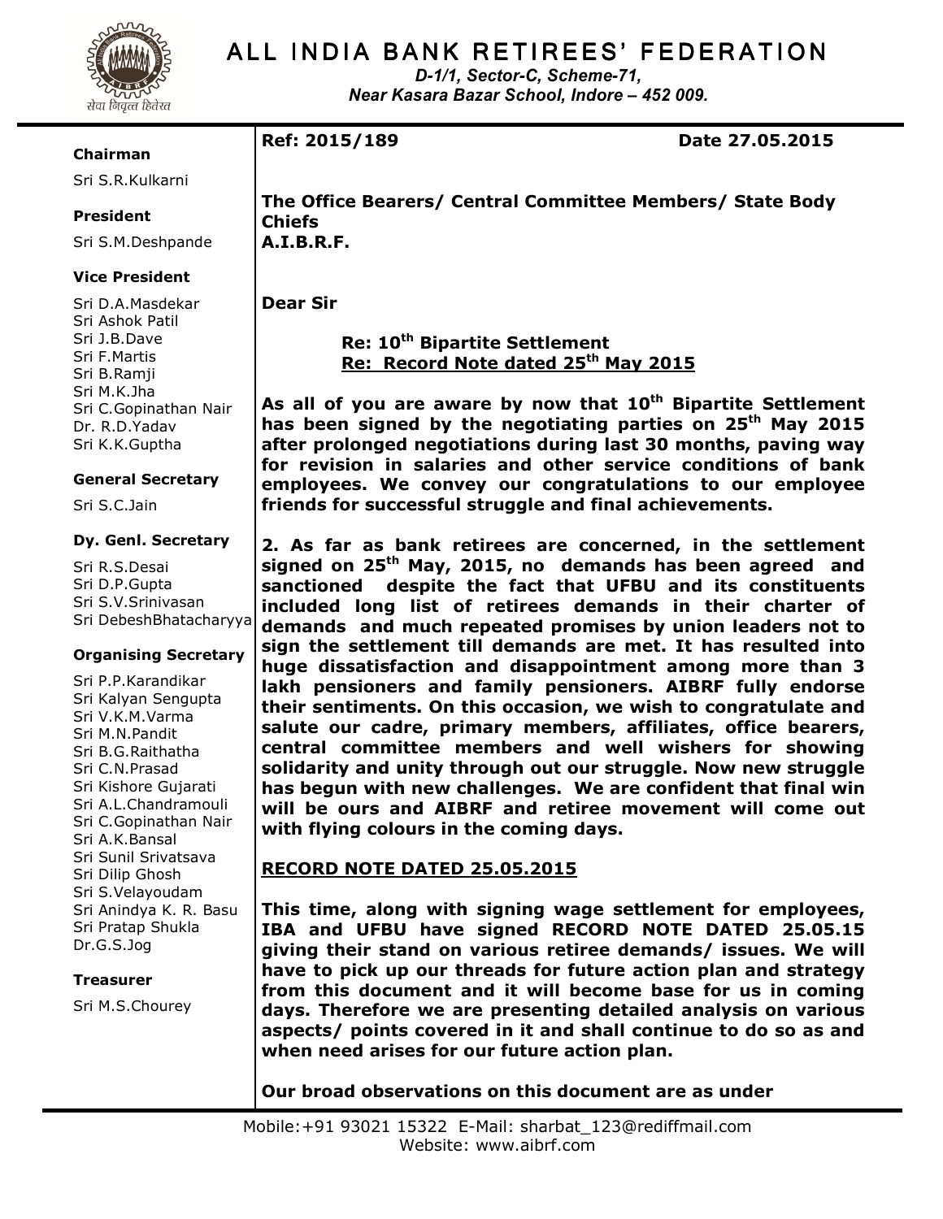# ALL INDIA BANK RETIREES' FEDERATION

*D-1/1, Sector-C, Scheme-71,*
*Near Kasara Bazar School, Indore – 452 009.*

**Chairman**
Sri S.R.Kulkarni

**President**
Sri S.M.Deshpande

**Vice President**
Sri D.A.Masdekar
Sri Ashok Patil
Sri J.B.Dave
Sri F.Martis
Sri B.Ramji
Sri M.K.Jha
Sri C.Gopinathan Nair
Dr. R.D.Yadav
Sri K.K.Guptha

**General Secretary**
Sri S.C.Jain

**Dy. Genl. Secretary**
Sri R.S.Desai
Sri D.P.Gupta
Sri S.V.Srinivasan
Sri DebeshBhatacharyya

**Organising Secretary**
Sri P.P.Karandikar
Sri Kalyan Sengupta
Sri V.K.M.Varma
Sri M.N.Pandit
Sri B.G.Raithatha
Sri C.N.Prasad
Sri Kishore Gujarati
Sri A.L.Chandramouli
Sri C.Gopinathan Nair
Sri A.K.Bansal
Sri Sunil Srivatsava
Sri Dilip Ghosh
Sri S.Velayoudam
Sri Anindya K. R. Basu
Sri Pratap Shukla
Dr.G.S.Jog

**Treasurer**
Sri M.S.Chourey

---

**Ref: 2015/189** **Date 27.05.2015**

**The Office Bearers/ Central Committee Members/ State Body Chiefs**
**A.I.B.R.F.**

**Dear Sir**

**Re: 10th Bipartite Settlement**
**Re: Record Note dated 25th May 2015**

**As all of you are aware by now that 10th Bipartite Settlement has been signed by the negotiating parties on 25th May 2015 after prolonged negotiations during last 30 months, paving way for revision in salaries and other service conditions of bank employees. We convey our congratulations to our employee friends for successful struggle and final achievements.**

**2. As far as bank retirees are concerned, in the settlement signed on 25th May, 2015, no demands has been agreed and sanctioned despite the fact that UFBU and its constituents included long list of retirees demands in their charter of demands and much repeated promises by union leaders not to sign the settlement till demands are met. It has resulted into huge dissatisfaction and disappointment among more than 3 lakh pensioners and family pensioners. AIBRF fully endorse their sentiments. On this occasion, we wish to congratulate and salute our cadre, primary members, affiliates, office bearers, central committee members and well wishers for showing solidarity and unity through out our struggle. Now new struggle has begun with new challenges. We are confident that final win will be ours and AIBRF and retiree movement will come out with flying colours in the coming days.**

## RECORD NOTE DATED 25.05.2015

**This time, along with signing wage settlement for employees, IBA and UFBU have signed RECORD NOTE DATED 25.05.15 giving their stand on various retiree demands/ issues. We will have to pick up our threads for future action plan and strategy from this document and it will become base for us in coming days. Therefore we are presenting detailed analysis on various aspects/ points covered in it and shall continue to do so as and when need arises for our future action plan.**

**Our broad observations on this document are as under**

Mobile:+91 93021 15322 E-Mail: sharbat_123@rediffmail.com
Website: www.aibrf.com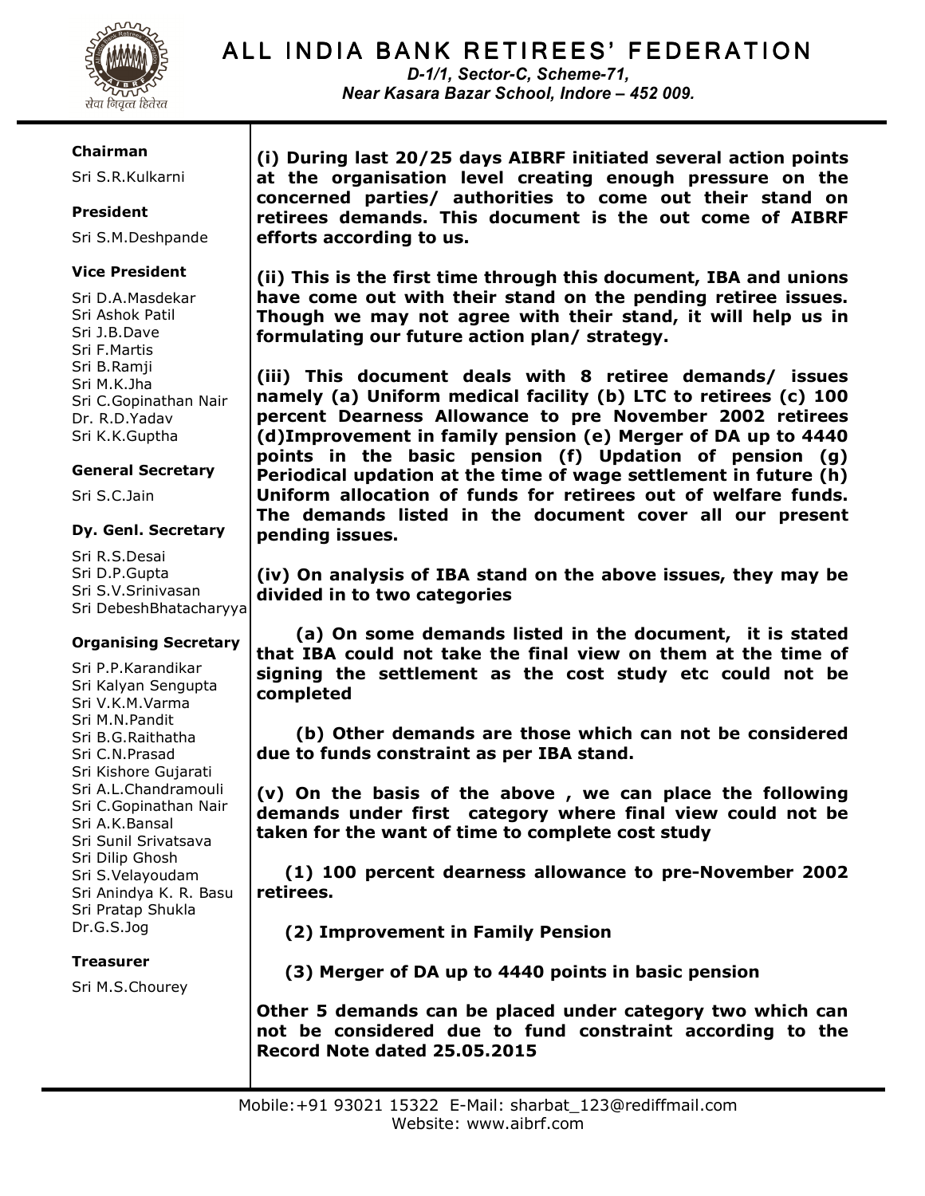# ALL INDIA BANK RETIREES' FEDERATION

*D-1/1, Sector-C, Scheme-71,*
*Near Kasara Bazar School, Indore – 452 009.*

**Chairman**
Sri S.R.Kulkarni

**President**
Sri S.M.Deshpande

**Vice President**
Sri D.A.Masdekar
Sri Ashok Patil
Sri J.B.Dave
Sri F.Martis
Sri B.Ramji
Sri M.K.Jha
Sri C.Gopinathan Nair
Dr. R.D.Yadav
Sri K.K.Guptha

**General Secretary**
Sri S.C.Jain

**Dy. Genl. Secretary**
Sri R.S.Desai
Sri D.P.Gupta
Sri S.V.Srinivasan
Sri DebeshBhatacharyya

**Organising Secretary**
Sri P.P.Karandikar
Sri Kalyan Sengupta
Sri V.K.M.Varma
Sri M.N.Pandit
Sri B.G.Raithatha
Sri C.N.Prasad
Sri Kishore Gujarati
Sri A.L.Chandramouli
Sri C.Gopinathan Nair
Sri A.K.Bansal
Sri Sunil Srivatsava
Sri Dilip Ghosh
Sri S.Velayoudam
Sri Anindya K. R. Basu
Sri Pratap Shukla
Dr.G.S.Jog

**Treasurer**
Sri M.S.Chourey

**(i) During last 20/25 days AIBRF initiated several action points at the organisation level creating enough pressure on the concerned parties/ authorities to come out their stand on retirees demands. This document is the out come of AIBRF efforts according to us.**

**(ii) This is the first time through this document, IBA and unions have come out with their stand on the pending retiree issues. Though we may not agree with their stand, it will help us in formulating our future action plan/ strategy.**

**(iii) This document deals with 8 retiree demands/ issues namely (a) Uniform medical facility (b) LTC to retirees (c) 100 percent Dearness Allowance to pre November 2002 retirees (d)Improvement in family pension (e) Merger of DA up to 4440 points in the basic pension (f) Updation of pension (g) Periodical updation at the time of wage settlement in future (h) Uniform allocation of funds for retirees out of welfare funds. The demands listed in the document cover all our present pending issues.**

**(iv) On analysis of IBA stand on the above issues, they may be divided in to two categories**

**(a) On some demands listed in the document, it is stated that IBA could not take the final view on them at the time of signing the settlement as the cost study etc could not be completed**

**(b) Other demands are those which can not be considered due to funds constraint as per IBA stand.**

**(v) On the basis of the above , we can place the following demands under first category where final view could not be taken for the want of time to complete cost study**

**(1) 100 percent dearness allowance to pre-November 2002 retirees.**

**(2) Improvement in Family Pension**

**(3) Merger of DA up to 4440 points in basic pension**

**Other 5 demands can be placed under category two which can not be considered due to fund constraint according to the Record Note dated 25.05.2015**

Mobile:+91 93021 15322 E-Mail: sharbat_123@rediffmail.com
Website: www.aibrf.com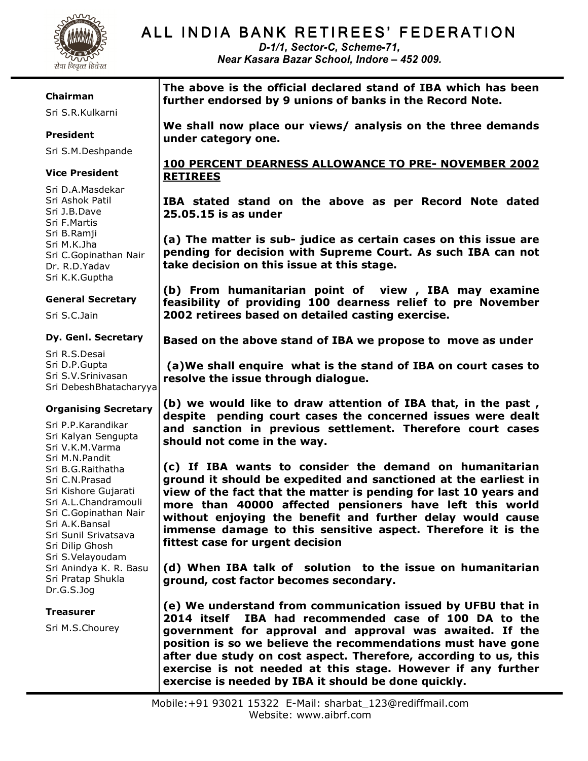# ALL INDIA BANK RETIREES' FEDERATION

*D-1/1, Sector-C, Scheme-71,*
*Near Kasara Bazar School, Indore – 452 009.*

**Chairman**
Sri S.R.Kulkarni

**President**
Sri S.M.Deshpande

**Vice President**
Sri D.A.Masdekar
Sri Ashok Patil
Sri J.B.Dave
Sri F.Martis
Sri B.Ramji
Sri M.K.Jha
Sri C.Gopinathan Nair
Dr. R.D.Yadav
Sri K.K.Guptha

**General Secretary**
Sri S.C.Jain

**Dy. Genl. Secretary**
Sri R.S.Desai
Sri D.P.Gupta
Sri S.V.Srinivasan
Sri DebeshBhatacharyya

**Organising Secretary**
Sri P.P.Karandikar
Sri Kalyan Sengupta
Sri V.K.M.Varma
Sri M.N.Pandit
Sri B.G.Raithatha
Sri C.N.Prasad
Sri Kishore Gujarati
Sri A.L.Chandramouli
Sri C.Gopinathan Nair
Sri A.K.Bansal
Sri Sunil Srivatsava
Sri Dilip Ghosh
Sri S.Velayoudam
Sri Anindya K. R. Basu
Sri Pratap Shukla
Dr.G.S.Jog

**Treasurer**
Sri M.S.Chourey

**The above is the official declared stand of IBA which has been further endorsed by 9 unions of banks in the Record Note.**

**We shall now place our views/ analysis on the three demands under category one.**

**<u>100 PERCENT DEARNESS ALLOWANCE TO PRE- NOVEMBER 2002 RETIREES</u>**

**IBA stated stand on the above as per Record Note dated 25.05.15 is as under**

**(a) The matter is sub- judice as certain cases on this issue are pending for decision with Supreme Court. As such IBA can not take decision on this issue at this stage.**

**(b) From humanitarian point of view , IBA may examine feasibility of providing 100 dearness relief to pre November 2002 retirees based on detailed casting exercise.**

**Based on the above stand of IBA we propose to move as under**

**(a)We shall enquire what is the stand of IBA on court cases to resolve the issue through dialogue.**

**(b) we would like to draw attention of IBA that, in the past , despite pending court cases the concerned issues were dealt and sanction in previous settlement. Therefore court cases should not come in the way.**

**(c) If IBA wants to consider the demand on humanitarian ground it should be expedited and sanctioned at the earliest in view of the fact that the matter is pending for last 10 years and more than 40000 affected pensioners have left this world without enjoying the benefit and further delay would cause immense damage to this sensitive aspect. Therefore it is the fittest case for urgent decision**

**(d) When IBA talk of solution to the issue on humanitarian ground, cost factor becomes secondary.**

**(e) We understand from communication issued by UFBU that in 2014 itself IBA had recommended case of 100 DA to the government for approval and approval was awaited. If the position is so we believe the recommendations must have gone after due study on cost aspect. Therefore, according to us, this exercise is not needed at this stage. However if any further exercise is needed by IBA it should be done quickly.**

Mobile:+91 93021 15322 E-Mail: sharbat_123@rediffmail.com
Website: www.aibrf.com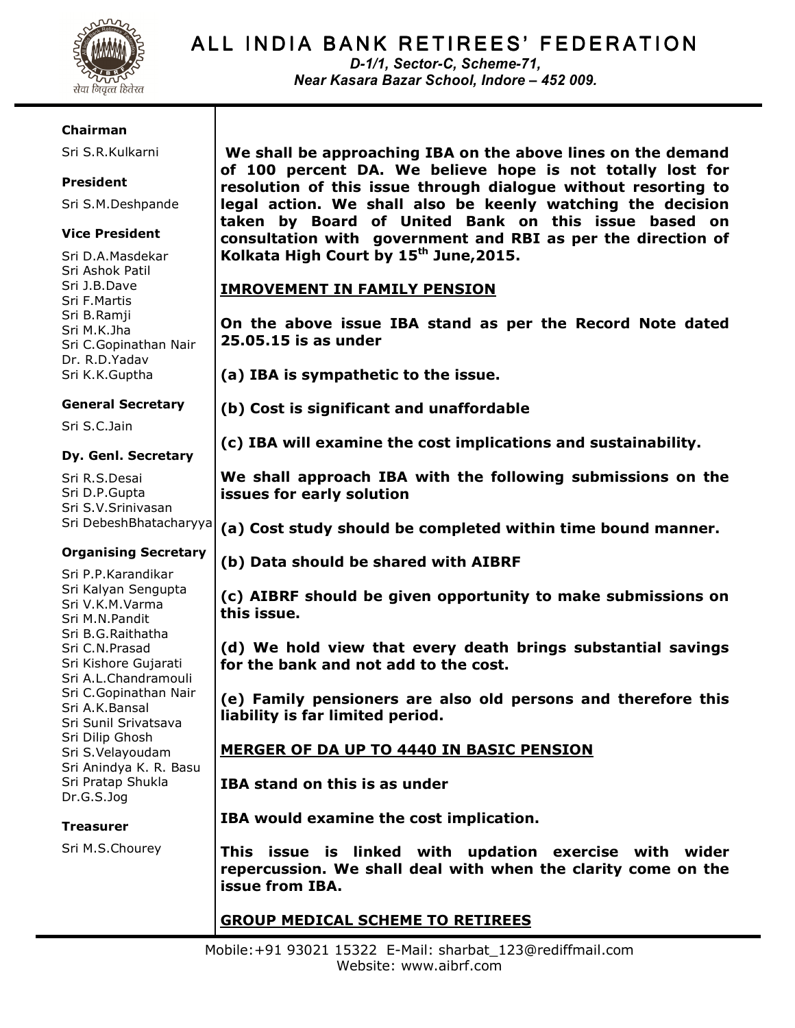# ALL INDIA BANK RETIREES' FEDERATION

*D-1/1, Sector-C, Scheme-71,*
*Near Kasara Bazar School, Indore – 452 009.*

**Chairman**
Sri S.R.Kulkarni

**President**
Sri S.M.Deshpande

**Vice President**
Sri D.A.Masdekar
Sri Ashok Patil
Sri J.B.Dave
Sri F.Martis
Sri B.Ramji
Sri M.K.Jha
Sri C.Gopinathan Nair
Dr. R.D.Yadav
Sri K.K.Guptha

**General Secretary**
Sri S.C.Jain

**Dy. Genl. Secretary**
Sri R.S.Desai
Sri D.P.Gupta
Sri S.V.Srinivasan
Sri DebeshBhatacharyya

**Organising Secretary**
Sri P.P.Karandikar
Sri Kalyan Sengupta
Sri V.K.M.Varma
Sri M.N.Pandit
Sri B.G.Raithatha
Sri C.N.Prasad
Sri Kishore Gujarati
Sri A.L.Chandramouli
Sri C.Gopinathan Nair
Sri A.K.Bansal
Sri Sunil Srivatsava
Sri Dilip Ghosh
Sri S.Velayoudam
Sri Anindya K. R. Basu
Sri Pratap Shukla
Dr.G.S.Jog

**Treasurer**
Sri M.S.Chourey

**We shall be approaching IBA on the above lines on the demand of 100 percent DA. We believe hope is not totally lost for resolution of this issue through dialogue without resorting to legal action. We shall also be keenly watching the decision taken by Board of United Bank on this issue based on consultation with government and RBI as per the direction of Kolkata High Court by 15th June,2015.**

**IMROVEMENT IN FAMILY PENSION**

**On the above issue IBA stand as per the Record Note dated 25.05.15 is as under**

**(a) IBA is sympathetic to the issue.**

**(b) Cost is significant and unaffordable**

**(c) IBA will examine the cost implications and sustainability.**

**We shall approach IBA with the following submissions on the issues for early solution**

**(a) Cost study should be completed within time bound manner.**

**(b) Data should be shared with AIBRF**

**(c) AIBRF should be given opportunity to make submissions on this issue.**

**(d) We hold view that every death brings substantial savings for the bank and not add to the cost.**

**(e) Family pensioners are also old persons and therefore this liability is far limited period.**

**MERGER OF DA UP TO 4440 IN BASIC PENSION**

**IBA stand on this is as under**

**IBA would examine the cost implication.**

**This issue is linked with updation exercise with wider repercussion. We shall deal with when the clarity come on the issue from IBA.**

**GROUP MEDICAL SCHEME TO RETIREES**

Mobile:+91 93021 15322 E-Mail: sharbat_123@rediffmail.com
Website: www.aibrf.com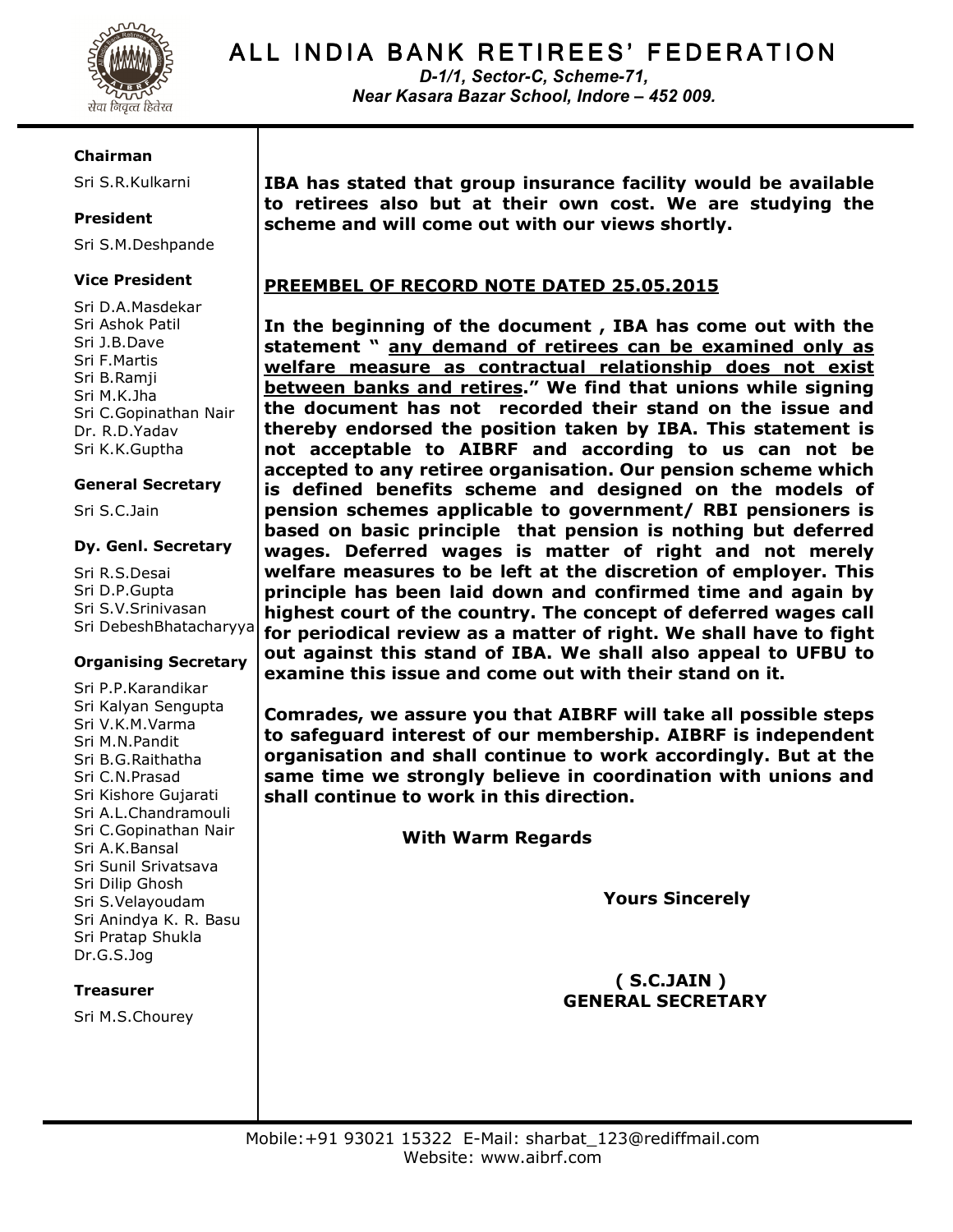# ALL INDIA BANK RETIREES' FEDERATION

*D-1/1, Sector-C, Scheme-71,*
*Near Kasara Bazar School, Indore – 452 009.*

**Chairman**

Sri S.R.Kulkarni

**President**

Sri S.M.Deshpande

**Vice President**

Sri D.A.Masdekar
Sri Ashok Patil
Sri J.B.Dave
Sri F.Martis
Sri B.Ramji
Sri M.K.Jha
Sri C.Gopinathan Nair
Dr. R.D.Yadav
Sri K.K.Guptha

**General Secretary**

Sri S.C.Jain

**Dy. Genl. Secretary**

Sri R.S.Desai
Sri D.P.Gupta
Sri S.V.Srinivasan
Sri DebeshBhatacharyya

**Organising Secretary**

Sri P.P.Karandikar
Sri Kalyan Sengupta
Sri V.K.M.Varma
Sri M.N.Pandit
Sri B.G.Raithatha
Sri C.N.Prasad
Sri Kishore Gujarati
Sri A.L.Chandramouli
Sri C.Gopinathan Nair
Sri A.K.Bansal
Sri Sunil Srivatsava
Sri Dilip Ghosh
Sri S.Velayoudam
Sri Anindya K. R. Basu
Sri Pratap Shukla
Dr.G.S.Jog

**Treasurer**

Sri M.S.Chourey

**IBA has stated that group insurance facility would be available to retirees also but at their own cost. We are studying the scheme and will come out with our views shortly.**

**PREEMBEL OF RECORD NOTE DATED 25.05.2015**

**In the beginning of the document , IBA has come out with the statement " any demand of retirees can be examined only as welfare measure as contractual relationship does not exist between banks and retires." We find that unions while signing the document has not recorded their stand on the issue and thereby endorsed the position taken by IBA. This statement is not acceptable to AIBRF and according to us can not be accepted to any retiree organisation. Our pension scheme which is defined benefits scheme and designed on the models of pension schemes applicable to government/ RBI pensioners is based on basic principle that pension is nothing but deferred wages. Deferred wages is matter of right and not merely welfare measures to be left at the discretion of employer. This principle has been laid down and confirmed time and again by highest court of the country. The concept of deferred wages call for periodical review as a matter of right. We shall have to fight out against this stand of IBA. We shall also appeal to UFBU to examine this issue and come out with their stand on it.**

**Comrades, we assure you that AIBRF will take all possible steps to safeguard interest of our membership. AIBRF is independent organisation and shall continue to work accordingly. But at the same time we strongly believe in coordination with unions and shall continue to work in this direction.**

**With Warm Regards**

**Yours Sincerely**

**( S.C.JAIN )**
**GENERAL SECRETARY**

Mobile:+91 93021 15322 E-Mail: sharbat_123@rediffmail.com
Website: www.aibrf.com